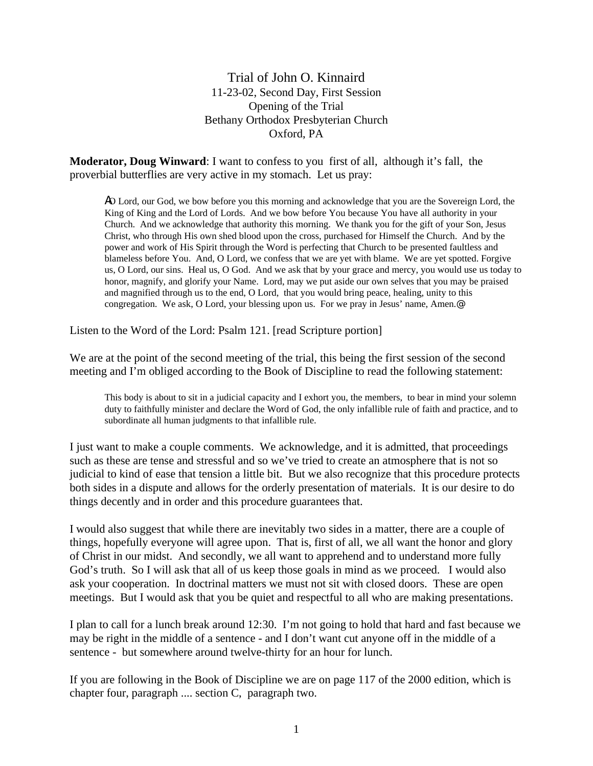# Trial of John O. Kinnaird

11-23-02, Second Day, First Session
Opening of the Trial
Bethany Orthodox Presbyterian Church
Oxford, PA

**Moderator, Doug Winward**: I want to confess to you first of all, although it's fall, the proverbial butterflies are very active in my stomach. Let us pray:

> AO Lord, our God, we bow before you this morning and acknowledge that you are the Sovereign Lord, the King of King and the Lord of Lords. And we bow before You because You have all authority in your Church. And we acknowledge that authority this morning. We thank you for the gift of your Son, Jesus Christ, who through His own shed blood upon the cross, purchased for Himself the Church. And by the power and work of His Spirit through the Word is perfecting that Church to be presented faultless and blameless before You. And, O Lord, we confess that we are yet with blame. We are yet spotted. Forgive us, O Lord, our sins. Heal us, O God. And we ask that by your grace and mercy, you would use us today to honor, magnify, and glorify your Name. Lord, may we put aside our own selves that you may be praised and magnified through us to the end, O Lord, that you would bring peace, healing, unity to this congregation. We ask, O Lord, your blessing upon us. For we pray in Jesus' name, Amen.@

Listen to the Word of the Lord: Psalm 121. [read Scripture portion]

We are at the point of the second meeting of the trial, this being the first session of the second meeting and I'm obliged according to the Book of Discipline to read the following statement:

> This body is about to sit in a judicial capacity and I exhort you, the members, to bear in mind your solemn duty to faithfully minister and declare the Word of God, the only infallible rule of faith and practice, and to subordinate all human judgments to that infallible rule.

I just want to make a couple comments. We acknowledge, and it is admitted, that proceedings such as these are tense and stressful and so we've tried to create an atmosphere that is not so judicial to kind of ease that tension a little bit. But we also recognize that this procedure protects both sides in a dispute and allows for the orderly presentation of materials. It is our desire to do things decently and in order and this procedure guarantees that.

I would also suggest that while there are inevitably two sides in a matter, there are a couple of things, hopefully everyone will agree upon. That is, first of all, we all want the honor and glory of Christ in our midst. And secondly, we all want to apprehend and to understand more fully God's truth. So I will ask that all of us keep those goals in mind as we proceed. I would also ask your cooperation. In doctrinal matters we must not sit with closed doors. These are open meetings. But I would ask that you be quiet and respectful to all who are making presentations.

I plan to call for a lunch break around 12:30. I'm not going to hold that hard and fast because we may be right in the middle of a sentence - and I don't want cut anyone off in the middle of a sentence - but somewhere around twelve-thirty for an hour for lunch.

If you are following in the Book of Discipline we are on page 117 of the 2000 edition, which is chapter four, paragraph .... section C, paragraph two.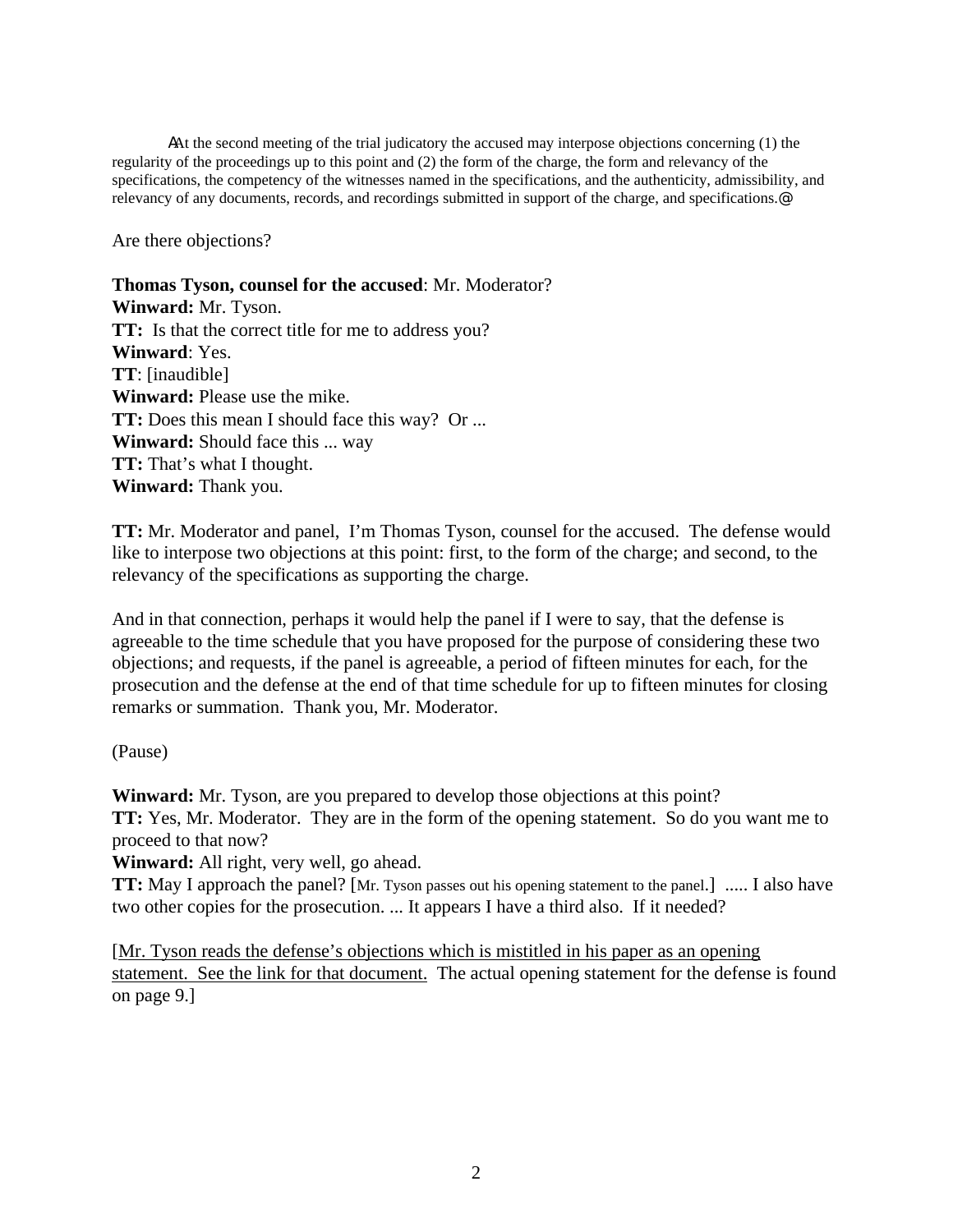AAt the second meeting of the trial judicatory the accused may interpose objections concerning (1) the regularity of the proceedings up to this point and (2) the form of the charge, the form and relevancy of the specifications, the competency of the witnesses named in the specifications, and the authenticity, admissibility, and relevancy of any documents, records, and recordings submitted in support of the charge, and specifications.@

Are there objections?

**Thomas Tyson, counsel for the accused**: Mr. Moderator?
**Winward:** Mr. Tyson.
**TT:** Is that the correct title for me to address you?
**Winward**: Yes.
**TT**: [inaudible]
**Winward:** Please use the mike.
**TT:** Does this mean I should face this way? Or ...
**Winward:** Should face this ... way
**TT:** That's what I thought.
**Winward:** Thank you.

**TT:** Mr. Moderator and panel, I'm Thomas Tyson, counsel for the accused. The defense would like to interpose two objections at this point: first, to the form of the charge; and second, to the relevancy of the specifications as supporting the charge.

And in that connection, perhaps it would help the panel if I were to say, that the defense is agreeable to the time schedule that you have proposed for the purpose of considering these two objections; and requests, if the panel is agreeable, a period of fifteen minutes for each, for the prosecution and the defense at the end of that time schedule for up to fifteen minutes for closing remarks or summation. Thank you, Mr. Moderator.

(Pause)

**Winward:** Mr. Tyson, are you prepared to develop those objections at this point?
**TT:** Yes, Mr. Moderator. They are in the form of the opening statement. So do you want me to proceed to that now?
**Winward:** All right, very well, go ahead.
**TT:** May I approach the panel? [Mr. Tyson passes out his opening statement to the panel.] ..... I also have two other copies for the prosecution. ... It appears I have a third also. If it needed?

[Mr. Tyson reads the defense's objections which is mistitled in his paper as an opening statement. See the link for that document. The actual opening statement for the defense is found on page 9.]